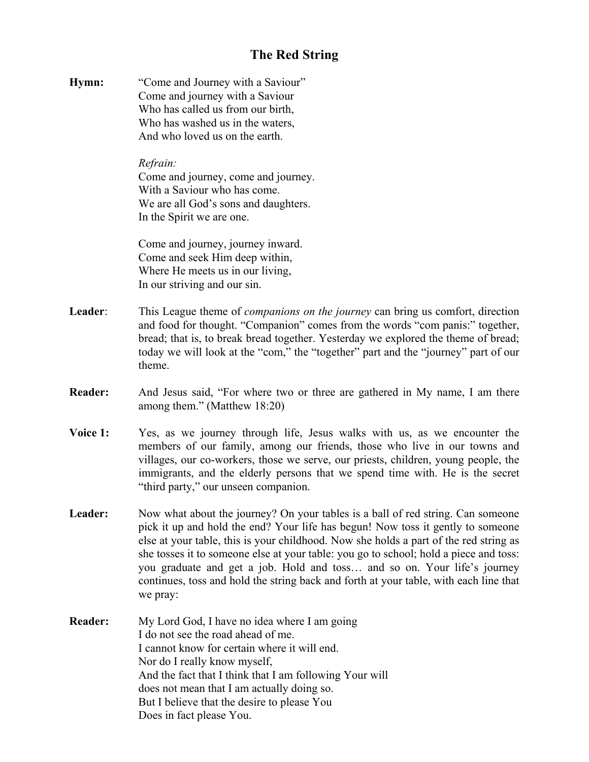# The Red String

**Hymn:** "Come and Journey with a Saviour"
Come and journey with a Saviour
Who has called us from our birth,
Who has washed us in the waters,
And who loved us on the earth.

*Refrain:*
Come and journey, come and journey.
With a Saviour who has come.
We are all God's sons and daughters.
In the Spirit we are one.

Come and journey, journey inward.
Come and seek Him deep within,
Where He meets us in our living,
In our striving and our sin.

**Leader**: This League theme of *companions on the journey* can bring us comfort, direction and food for thought. "Companion" comes from the words "com panis:" together, bread; that is, to break bread together. Yesterday we explored the theme of bread; today we will look at the "com," the "together" part and the "journey" part of our theme.

**Reader:** And Jesus said, "For where two or three are gathered in My name, I am there among them." (Matthew 18:20)

**Voice 1:** Yes, as we journey through life, Jesus walks with us, as we encounter the members of our family, among our friends, those who live in our towns and villages, our co-workers, those we serve, our priests, children, young people, the immigrants, and the elderly persons that we spend time with. He is the secret "third party," our unseen companion.

**Leader:** Now what about the journey? On your tables is a ball of red string. Can someone pick it up and hold the end? Your life has begun! Now toss it gently to someone else at your table, this is your childhood. Now she holds a part of the red string as she tosses it to someone else at your table: you go to school; hold a piece and toss: you graduate and get a job. Hold and toss… and so on. Your life's journey continues, toss and hold the string back and forth at your table, with each line that we pray:

**Reader:** My Lord God, I have no idea where I am going
I do not see the road ahead of me.
I cannot know for certain where it will end.
Nor do I really know myself,
And the fact that I think that I am following Your will
does not mean that I am actually doing so.
But I believe that the desire to please You
Does in fact please You.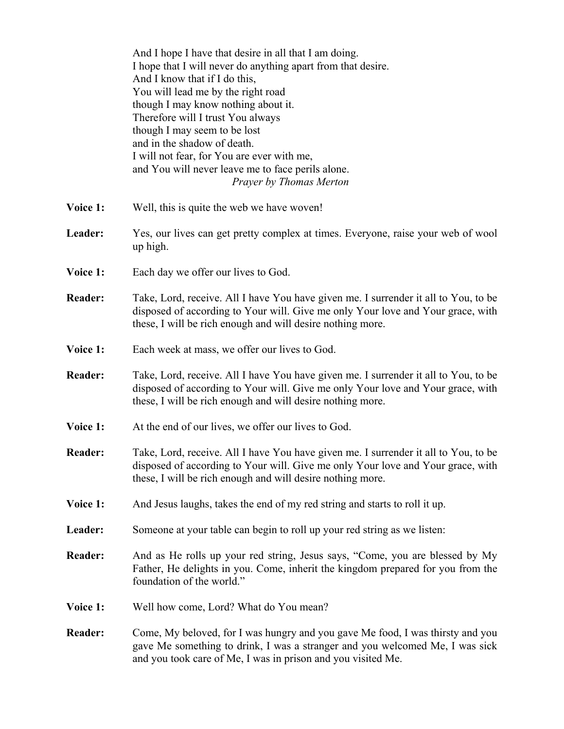And I hope I have that desire in all that I am doing.
I hope that I will never do anything apart from that desire.
And I know that if I do this,
You will lead me by the right road
though I may know nothing about it.
Therefore will I trust You always
though I may seem to be lost
and in the shadow of death.
I will not fear, for You are ever with me,
and You will never leave me to face perils alone.

*Prayer by Thomas Merton*

**Voice 1:** Well, this is quite the web we have woven!

**Leader:** Yes, our lives can get pretty complex at times. Everyone, raise your web of wool up high.

**Voice 1:** Each day we offer our lives to God.

**Reader:** Take, Lord, receive. All I have You have given me. I surrender it all to You, to be disposed of according to Your will. Give me only Your love and Your grace, with these, I will be rich enough and will desire nothing more.

**Voice 1:** Each week at mass, we offer our lives to God.

**Reader:** Take, Lord, receive. All I have You have given me. I surrender it all to You, to be disposed of according to Your will. Give me only Your love and Your grace, with these, I will be rich enough and will desire nothing more.

**Voice 1:** At the end of our lives, we offer our lives to God.

**Reader:** Take, Lord, receive. All I have You have given me. I surrender it all to You, to be disposed of according to Your will. Give me only Your love and Your grace, with these, I will be rich enough and will desire nothing more.

**Voice 1:** And Jesus laughs, takes the end of my red string and starts to roll it up.

**Leader:** Someone at your table can begin to roll up your red string as we listen:

**Reader:** And as He rolls up your red string, Jesus says, "Come, you are blessed by My Father, He delights in you. Come, inherit the kingdom prepared for you from the foundation of the world."

**Voice 1:** Well how come, Lord? What do You mean?

**Reader:** Come, My beloved, for I was hungry and you gave Me food, I was thirsty and you gave Me something to drink, I was a stranger and you welcomed Me, I was sick and you took care of Me, I was in prison and you visited Me.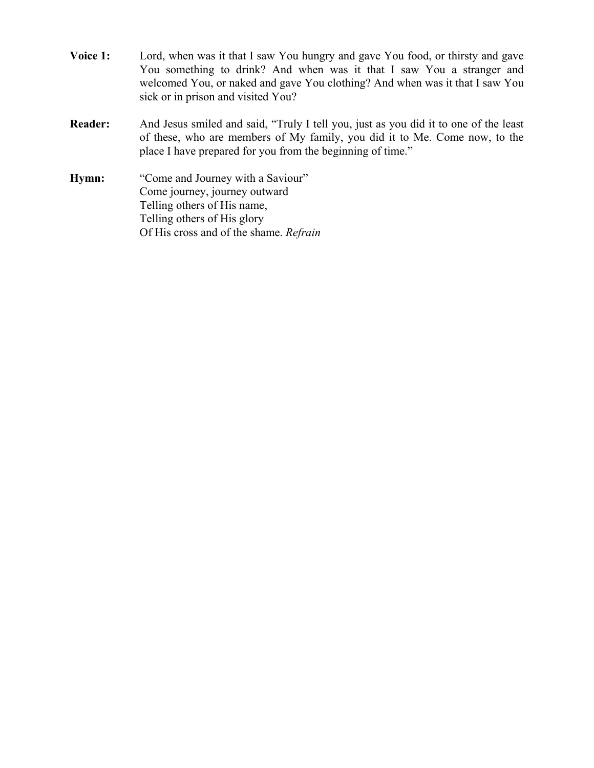**Voice 1:** Lord, when was it that I saw You hungry and gave You food, or thirsty and gave You something to drink? And when was it that I saw You a stranger and welcomed You, or naked and gave You clothing? And when was it that I saw You sick or in prison and visited You?

**Reader:** And Jesus smiled and said, "Truly I tell you, just as you did it to one of the least of these, who are members of My family, you did it to Me. Come now, to the place I have prepared for you from the beginning of time."

**Hymn:** "Come and Journey with a Saviour"
Come journey, journey outward
Telling others of His name,
Telling others of His glory
Of His cross and of the shame. *Refrain*